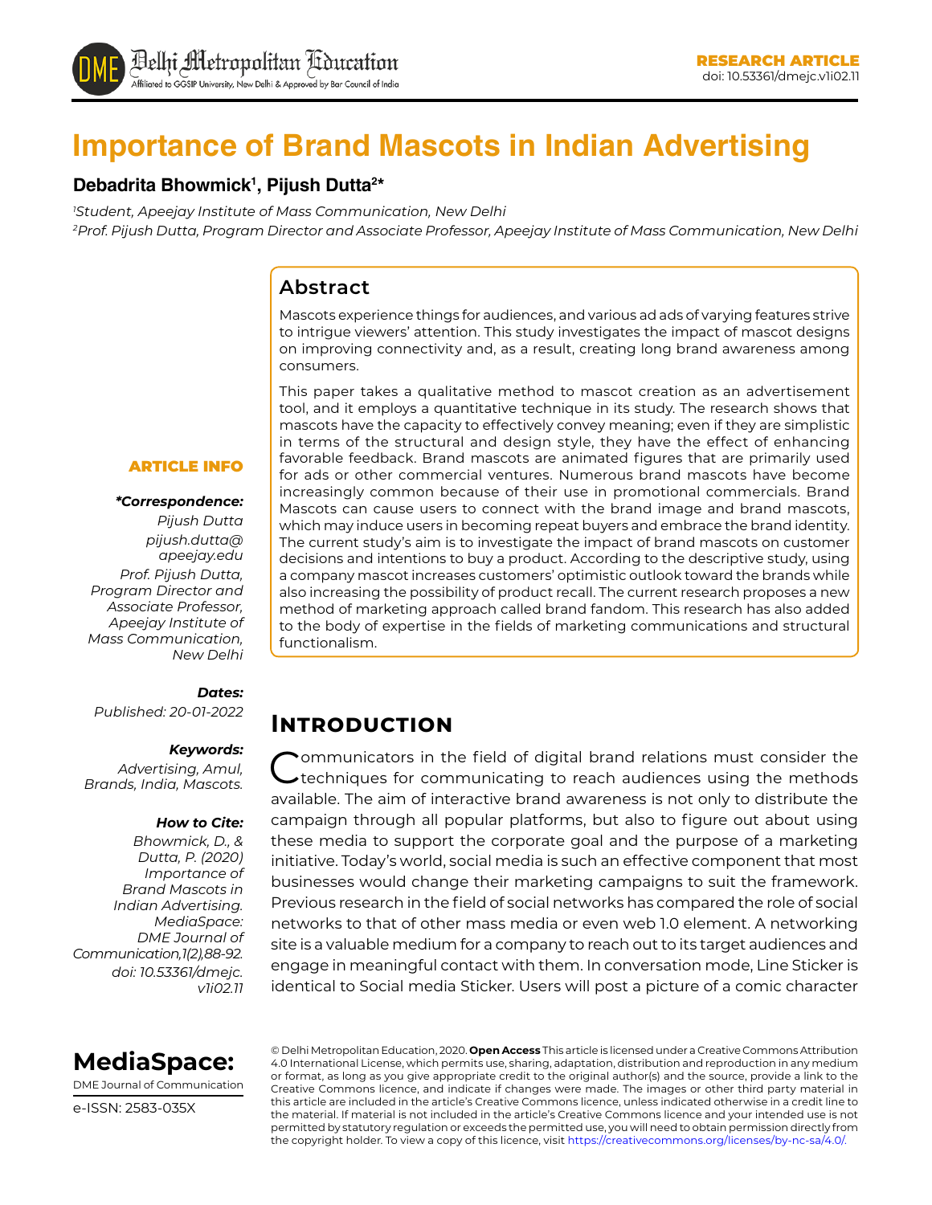RESEARCH ARTICLE
doi: 10.53361/dmejc.v1i02.11

# Importance of Brand Mascots in Indian Advertising

**Debadrita Bhowmick[1], Pijush Dutta[2*]**

*[1]Student, Apeejay Institute of Mass Communication, New Delhi*
*[2]Prof. Pijush Dutta, Program Director and Associate Professor, Apeejay Institute of Mass Communication, New Delhi*

## Abstract

Mascots experience things for audiences, and various ad ads of varying features strive to intrigue viewers' attention. This study investigates the impact of mascot designs on improving connectivity and, as a result, creating long brand awareness among consumers.

This paper takes a qualitative method to mascot creation as an advertisement tool, and it employs a quantitative technique in its study. The research shows that mascots have the capacity to effectively convey meaning; even if they are simplistic in terms of the structural and design style, they have the effect of enhancing favorable feedback. Brand mascots are animated figures that are primarily used for ads or other commercial ventures. Numerous brand mascots have become increasingly common because of their use in promotional commercials. Brand Mascots can cause users to connect with the brand image and brand mascots, which may induce users in becoming repeat buyers and embrace the brand identity. The current study's aim is to investigate the impact of brand mascots on customer decisions and intentions to buy a product. According to the descriptive study, using a company mascot increases customers' optimistic outlook toward the brands while also increasing the possibility of product recall. The current research proposes a new method of marketing approach called brand fandom. This research has also added to the body of expertise in the fields of marketing communications and structural functionalism.

**ARTICLE INFO**

***Correspondence:***
*Pijush Dutta*
*pijush.dutta@apeejay.edu*
*Prof. Pijush Dutta, Program Director and Associate Professor, Apeejay Institute of Mass Communication, New Delhi*

***Dates:***
*Published: 20-01-2022*

***Keywords:***
*Advertising, Amul, Brands, India, Mascots.*

***How to Cite:***
*Bhowmick, D., & Dutta, P. (2020) Importance of Brand Mascots in Indian Advertising. MediaSpace: DME Journal of Communication,1(2),88-92. doi: 10.53361/dmejc.v1i02.11*

**MediaSpace:**
DME Journal of Communication
e-ISSN: 2583-035X

© Delhi Metropolitan Education, 2020. **Open Access** This article is licensed under a Creative Commons Attribution 4.0 International License, which permits use, sharing, adaptation, distribution and reproduction in any medium or format, as long as you give appropriate credit to the original author(s) and the source, provide a link to the Creative Commons licence, and indicate if changes were made. The images or other third party material in this article are included in the article's Creative Commons licence, unless indicated otherwise in a credit line to the material. If material is not included in the article's Creative Commons licence and your intended use is not permitted by statutory regulation or exceeds the permitted use, you will need to obtain permission directly from the copyright holder. To view a copy of this licence, visit https://creativecommons.org/licenses/by-nc-sa/4.0/.

## Introduction

Communicators in the field of digital brand relations must consider the techniques for communicating to reach audiences using the methods available. The aim of interactive brand awareness is not only to distribute the campaign through all popular platforms, but also to figure out about using these media to support the corporate goal and the purpose of a marketing initiative. Today's world, social media is such an effective component that most businesses would change their marketing campaigns to suit the framework. Previous research in the field of social networks has compared the role of social networks to that of other mass media or even web 1.0 element. A networking site is a valuable medium for a company to reach out to its target audiences and engage in meaningful contact with them. In conversation mode, Line Sticker is identical to Social media Sticker. Users will post a picture of a comic character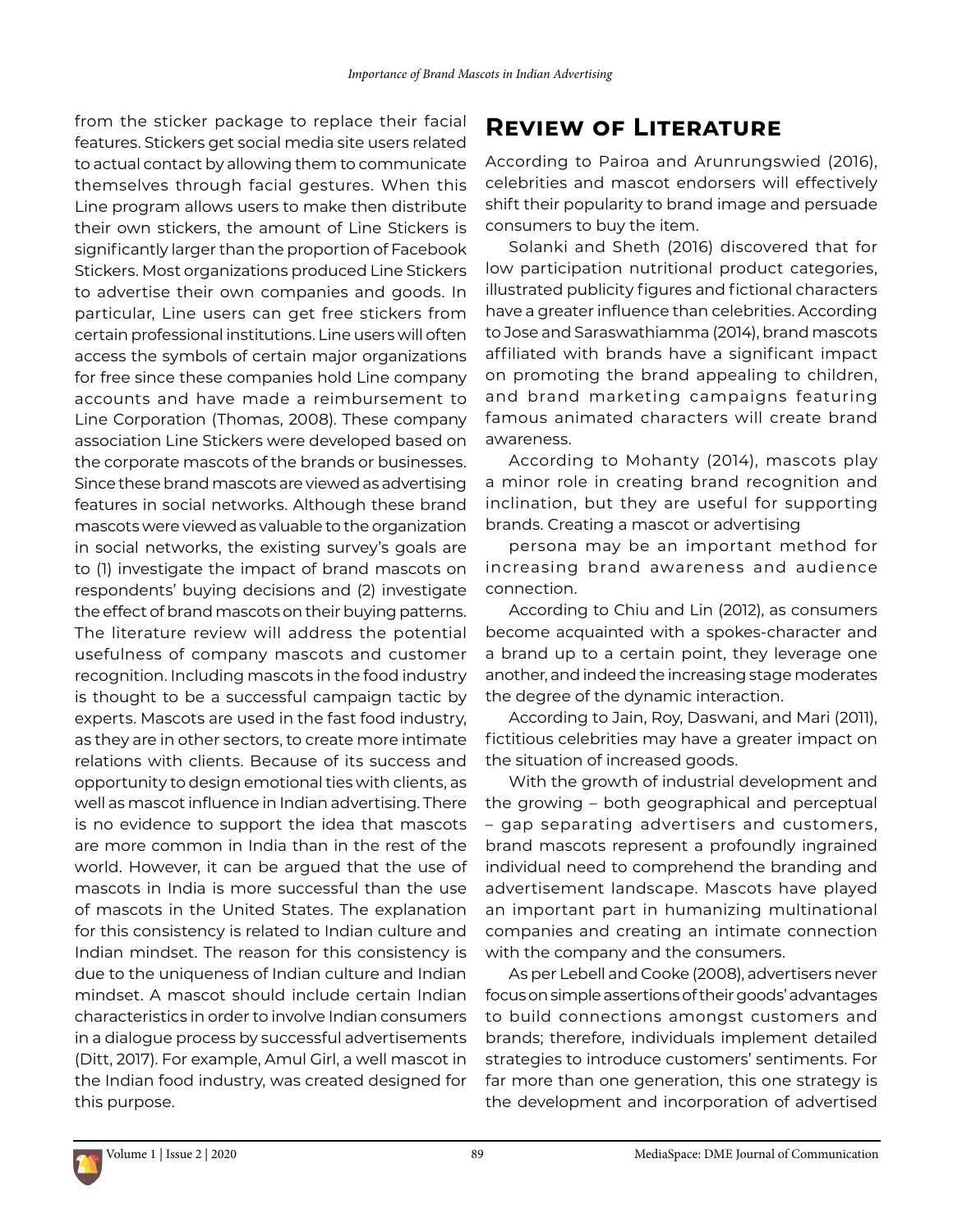from the sticker package to replace their facial features. Stickers get social media site users related to actual contact by allowing them to communicate themselves through facial gestures. When this Line program allows users to make then distribute their own stickers, the amount of Line Stickers is significantly larger than the proportion of Facebook Stickers. Most organizations produced Line Stickers to advertise their own companies and goods. In particular, Line users can get free stickers from certain professional institutions. Line users will often access the symbols of certain major organizations for free since these companies hold Line company accounts and have made a reimbursement to Line Corporation (Thomas, 2008). These company association Line Stickers were developed based on the corporate mascots of the brands or businesses. Since these brand mascots are viewed as advertising features in social networks. Although these brand mascots were viewed as valuable to the organization in social networks, the existing survey's goals are to (1) investigate the impact of brand mascots on respondents' buying decisions and (2) investigate the effect of brand mascots on their buying patterns. The literature review will address the potential usefulness of company mascots and customer recognition. Including mascots in the food industry is thought to be a successful campaign tactic by experts. Mascots are used in the fast food industry, as they are in other sectors, to create more intimate relations with clients. Because of its success and opportunity to design emotional ties with clients, as well as mascot influence in Indian advertising. There is no evidence to support the idea that mascots are more common in India than in the rest of the world. However, it can be argued that the use of mascots in India is more successful than the use of mascots in the United States. The explanation for this consistency is related to Indian culture and Indian mindset. The reason for this consistency is due to the uniqueness of Indian culture and Indian mindset. A mascot should include certain Indian characteristics in order to involve Indian consumers in a dialogue process by successful advertisements (Ditt, 2017). For example, Amul Girl, a well mascot in the Indian food industry, was created designed for this purpose.

## Review of Literature

According to Pairoa and Arunrungswied (2016), celebrities and mascot endorsers will effectively shift their popularity to brand image and persuade consumers to buy the item.

Solanki and Sheth (2016) discovered that for low participation nutritional product categories, illustrated publicity figures and fictional characters have a greater influence than celebrities. According to Jose and Saraswathiamma (2014), brand mascots affiliated with brands have a significant impact on promoting the brand appealing to children, and brand marketing campaigns featuring famous animated characters will create brand awareness.

According to Mohanty (2014), mascots play a minor role in creating brand recognition and inclination, but they are useful for supporting brands. Creating a mascot or advertising

persona may be an important method for increasing brand awareness and audience connection.

According to Chiu and Lin (2012), as consumers become acquainted with a spokes-character and a brand up to a certain point, they leverage one another, and indeed the increasing stage moderates the degree of the dynamic interaction.

According to Jain, Roy, Daswani, and Mari (2011), fictitious celebrities may have a greater impact on the situation of increased goods.

With the growth of industrial development and the growing – both geographical and perceptual – gap separating advertisers and customers, brand mascots represent a profoundly ingrained individual need to comprehend the branding and advertisement landscape. Mascots have played an important part in humanizing multinational companies and creating an intimate connection with the company and the consumers.

As per Lebell and Cooke (2008), advertisers never focus on simple assertions of their goods' advantages to build connections amongst customers and brands; therefore, individuals implement detailed strategies to introduce customers' sentiments. For far more than one generation, this one strategy is the development and incorporation of advertised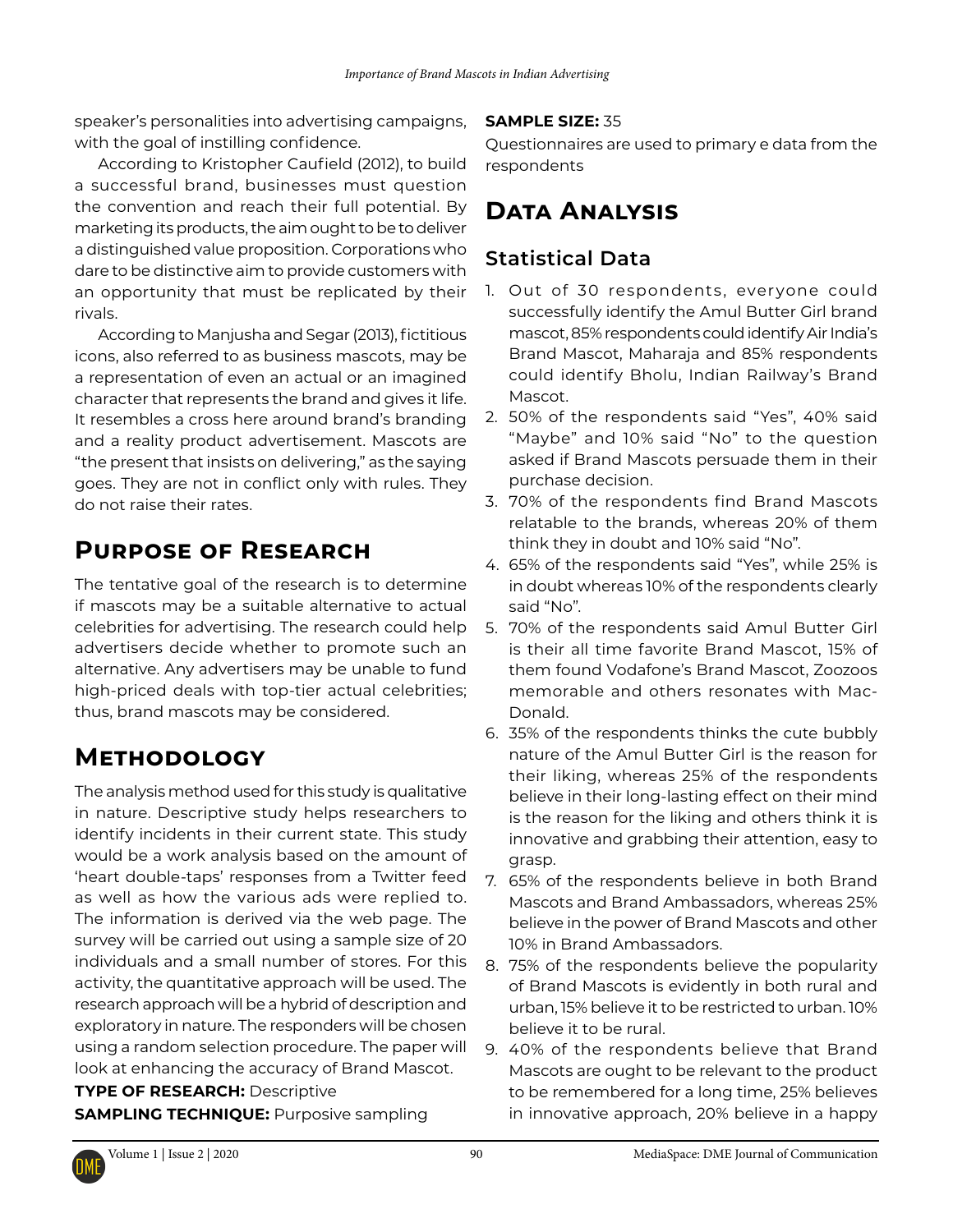speaker's personalities into advertising campaigns, with the goal of instilling confidence.

According to Kristopher Caufield (2012), to build a successful brand, businesses must question the convention and reach their full potential. By marketing its products, the aim ought to be to deliver a distinguished value proposition. Corporations who dare to be distinctive aim to provide customers with an opportunity that must be replicated by their rivals.

According to Manjusha and Segar (2013), fictitious icons, also referred to as business mascots, may be a representation of even an actual or an imagined character that represents the brand and gives it life. It resembles a cross here around brand's branding and a reality product advertisement. Mascots are "the present that insists on delivering," as the saying goes. They are not in conflict only with rules. They do not raise their rates.

# Purpose of Research

The tentative goal of the research is to determine if mascots may be a suitable alternative to actual celebrities for advertising. The research could help advertisers decide whether to promote such an alternative. Any advertisers may be unable to fund high-priced deals with top-tier actual celebrities; thus, brand mascots may be considered.

# Methodology

The analysis method used for this study is qualitative in nature. Descriptive study helps researchers to identify incidents in their current state. This study would be a work analysis based on the amount of 'heart double-taps' responses from a Twitter feed as well as how the various ads were replied to. The information is derived via the web page. The survey will be carried out using a sample size of 20 individuals and a small number of stores. For this activity, the quantitative approach will be used. The research approach will be a hybrid of description and exploratory in nature. The responders will be chosen using a random selection procedure. The paper will look at enhancing the accuracy of Brand Mascot.

**TYPE OF RESEARCH:** Descriptive

**SAMPLING TECHNIQUE:** Purposive sampling

**SAMPLE SIZE:** 35

Questionnaires are used to primary e data from the respondents

# Data Analysis

## Statistical Data

1. Out of 30 respondents, everyone could successfully identify the Amul Butter Girl brand mascot, 85% respondents could identify Air India's Brand Mascot, Maharaja and 85% respondents could identify Bholu, Indian Railway's Brand Mascot.
2. 50% of the respondents said "Yes", 40% said "Maybe" and 10% said "No" to the question asked if Brand Mascots persuade them in their purchase decision.
3. 70% of the respondents find Brand Mascots relatable to the brands, whereas 20% of them think they in doubt and 10% said "No".
4. 65% of the respondents said "Yes", while 25% is in doubt whereas 10% of the respondents clearly said "No".
5. 70% of the respondents said Amul Butter Girl is their all time favorite Brand Mascot, 15% of them found Vodafone's Brand Mascot, Zoozoos memorable and others resonates with Mac-Donald.
6. 35% of the respondents thinks the cute bubbly nature of the Amul Butter Girl is the reason for their liking, whereas 25% of the respondents believe in their long-lasting effect on their mind is the reason for the liking and others think it is innovative and grabbing their attention, easy to grasp.
7. 65% of the respondents believe in both Brand Mascots and Brand Ambassadors, whereas 25% believe in the power of Brand Mascots and other 10% in Brand Ambassadors.
8. 75% of the respondents believe the popularity of Brand Mascots is evidently in both rural and urban, 15% believe it to be restricted to urban. 10% believe it to be rural.
9. 40% of the respondents believe that Brand Mascots are ought to be relevant to the product to be remembered for a long time, 25% believes in innovative approach, 20% believe in a happy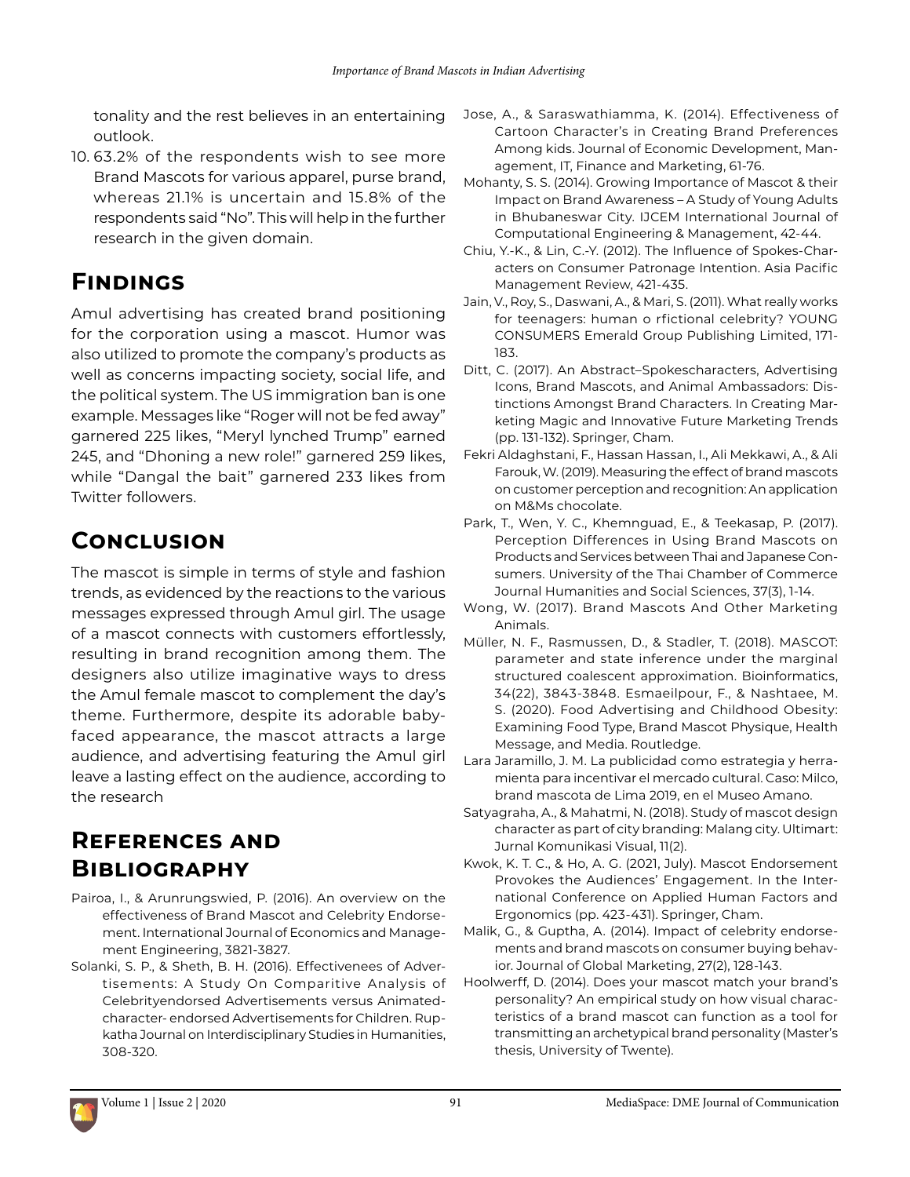tonality and the rest believes in an entertaining outlook.

10. 63.2% of the respondents wish to see more Brand Mascots for various apparel, purse brand, whereas 21.1% is uncertain and 15.8% of the respondents said "No". This will help in the further research in the given domain.

## Findings

Amul advertising has created brand positioning for the corporation using a mascot. Humor was also utilized to promote the company's products as well as concerns impacting society, social life, and the political system. The US immigration ban is one example. Messages like "Roger will not be fed away" garnered 225 likes, "Meryl lynched Trump" earned 245, and "Dhoning a new role!" garnered 259 likes, while "Dangal the bait" garnered 233 likes from Twitter followers.

## Conclusion

The mascot is simple in terms of style and fashion trends, as evidenced by the reactions to the various messages expressed through Amul girl. The usage of a mascot connects with customers effortlessly, resulting in brand recognition among them. The designers also utilize imaginative ways to dress the Amul female mascot to complement the day's theme. Furthermore, despite its adorable baby-faced appearance, the mascot attracts a large audience, and advertising featuring the Amul girl leave a lasting effect on the audience, according to the research

## References and Bibliography

Pairoa, I., & Arunrungswied, P. (2016). An overview on the effectiveness of Brand Mascot and Celebrity Endorsement. International Journal of Economics and Management Engineering, 3821-3827.

Solanki, S. P., & Sheth, B. H. (2016). Effectivenees of Advertisements: A Study On Comparitive Analysis of Celebrityendorsed Advertisements versus Animated-character- endorsed Advertisements for Children. Rupkatha Journal on Interdisciplinary Studies in Humanities, 308-320.

Jose, A., & Saraswathiamma, K. (2014). Effectiveness of Cartoon Character's in Creating Brand Preferences Among kids. Journal of Economic Development, Management, IT, Finance and Marketing, 61-76.

Mohanty, S. S. (2014). Growing Importance of Mascot & their Impact on Brand Awareness – A Study of Young Adults in Bhubaneswar City. IJCEM International Journal of Computational Engineering & Management, 42-44.

Chiu, Y.-K., & Lin, C.-Y. (2012). The Influence of Spokes-Characters on Consumer Patronage Intention. Asia Pacific Management Review, 421-435.

Jain, V., Roy, S., Daswani, A., & Mari, S. (2011). What really works for teenagers: human o rfictional celebrity? YOUNG CONSUMERS Emerald Group Publishing Limited, 171-183.

Ditt, C. (2017). An Abstract–Spokescharacters, Advertising Icons, Brand Mascots, and Animal Ambassadors: Distinctions Amongst Brand Characters. In Creating Marketing Magic and Innovative Future Marketing Trends (pp. 131-132). Springer, Cham.

Fekri Aldaghstani, F., Hassan Hassan, I., Ali Mekkawi, A., & Ali Farouk, W. (2019). Measuring the effect of brand mascots on customer perception and recognition: An application on M&Ms chocolate.

Park, T., Wen, Y. C., Khemnguad, E., & Teekasap, P. (2017). Perception Differences in Using Brand Mascots on Products and Services between Thai and Japanese Consumers. University of the Thai Chamber of Commerce Journal Humanities and Social Sciences, 37(3), 1-14.

Wong, W. (2017). Brand Mascots And Other Marketing Animals.

Müller, N. F., Rasmussen, D., & Stadler, T. (2018). MASCOT: parameter and state inference under the marginal structured coalescent approximation. Bioinformatics, 34(22), 3843-3848. Esmaeilpour, F., & Nashtaee, M. S. (2020). Food Advertising and Childhood Obesity: Examining Food Type, Brand Mascot Physique, Health Message, and Media. Routledge.

Lara Jaramillo, J. M. La publicidad como estrategia y herramienta para incentivar el mercado cultural. Caso: Milco, brand mascota de Lima 2019, en el Museo Amano.

Satyagraha, A., & Mahatmi, N. (2018). Study of mascot design character as part of city branding: Malang city. Ultimart: Jurnal Komunikasi Visual, 11(2).

Kwok, K. T. C., & Ho, A. G. (2021, July). Mascot Endorsement Provokes the Audiences' Engagement. In the International Conference on Applied Human Factors and Ergonomics (pp. 423-431). Springer, Cham.

Malik, G., & Guptha, A. (2014). Impact of celebrity endorsements and brand mascots on consumer buying behavior. Journal of Global Marketing, 27(2), 128-143.

Hoolwerff, D. (2014). Does your mascot match your brand's personality? An empirical study on how visual characteristics of a brand mascot can function as a tool for transmitting an archetypical brand personality (Master's thesis, University of Twente).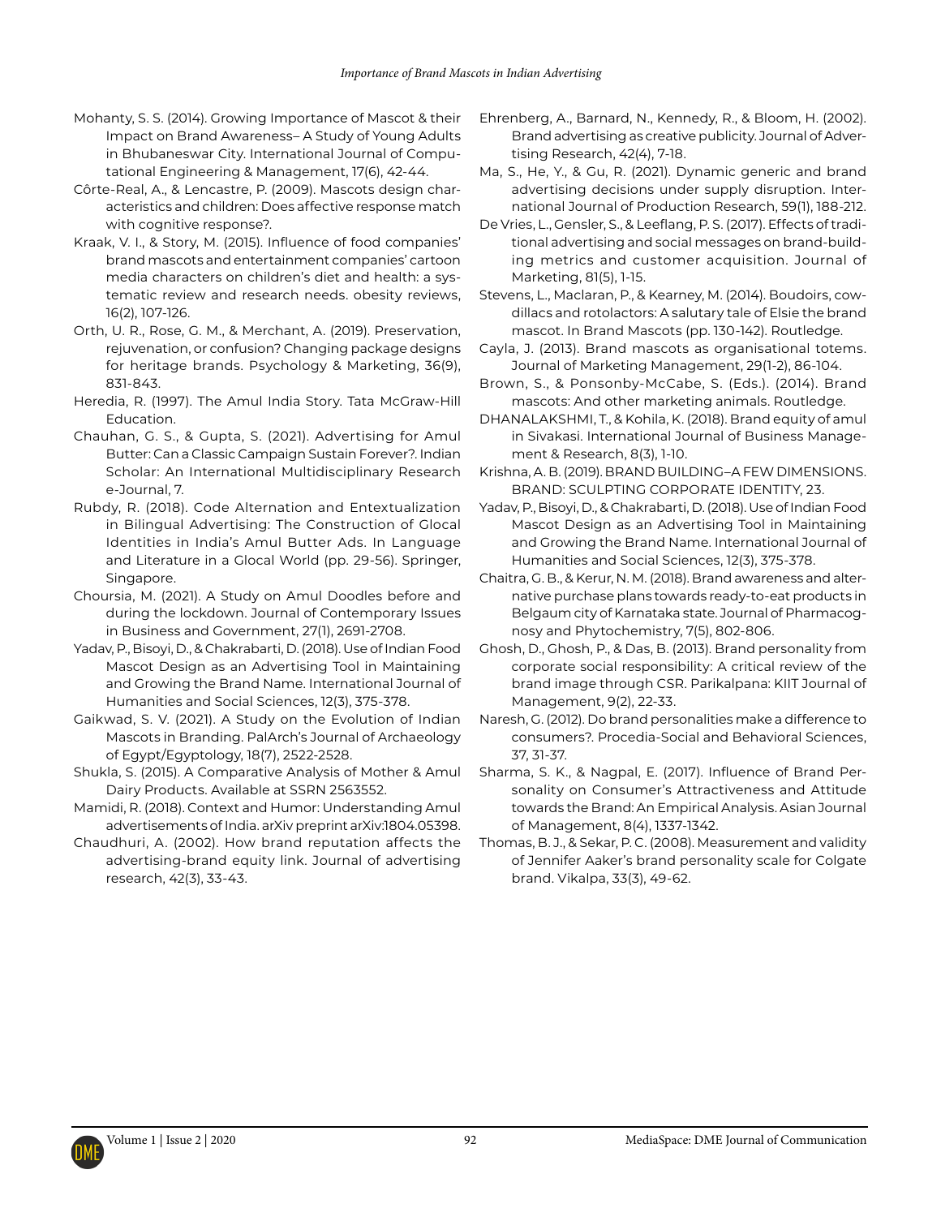Mohanty, S. S. (2014). Growing Importance of Mascot & their Impact on Brand Awareness– A Study of Young Adults in Bhubaneswar City. International Journal of Computational Engineering & Management, 17(6), 42-44.

Côrte-Real, A., & Lencastre, P. (2009). Mascots design characteristics and children: Does affective response match with cognitive response?.

Kraak, V. I., & Story, M. (2015). Influence of food companies' brand mascots and entertainment companies' cartoon media characters on children's diet and health: a systematic review and research needs. obesity reviews, 16(2), 107-126.

Orth, U. R., Rose, G. M., & Merchant, A. (2019). Preservation, rejuvenation, or confusion? Changing package designs for heritage brands. Psychology & Marketing, 36(9), 831-843.

Heredia, R. (1997). The Amul India Story. Tata McGraw-Hill Education.

Chauhan, G. S., & Gupta, S. (2021). Advertising for Amul Butter: Can a Classic Campaign Sustain Forever?. Indian Scholar: An International Multidisciplinary Research e-Journal, 7.

Rubdy, R. (2018). Code Alternation and Entextualization in Bilingual Advertising: The Construction of Glocal Identities in India's Amul Butter Ads. In Language and Literature in a Glocal World (pp. 29-56). Springer, Singapore.

Choursia, M. (2021). A Study on Amul Doodles before and during the lockdown. Journal of Contemporary Issues in Business and Government, 27(1), 2691-2708.

Yadav, P., Bisoyi, D., & Chakrabarti, D. (2018). Use of Indian Food Mascot Design as an Advertising Tool in Maintaining and Growing the Brand Name. International Journal of Humanities and Social Sciences, 12(3), 375-378.

Gaikwad, S. V. (2021). A Study on the Evolution of Indian Mascots in Branding. PalArch's Journal of Archaeology of Egypt/Egyptology, 18(7), 2522-2528.

Shukla, S. (2015). A Comparative Analysis of Mother & Amul Dairy Products. Available at SSRN 2563552.

Mamidi, R. (2018). Context and Humor: Understanding Amul advertisements of India. arXiv preprint arXiv:1804.05398.

Chaudhuri, A. (2002). How brand reputation affects the advertising-brand equity link. Journal of advertising research, 42(3), 33-43.

Ehrenberg, A., Barnard, N., Kennedy, R., & Bloom, H. (2002). Brand advertising as creative publicity. Journal of Advertising Research, 42(4), 7-18.

Ma, S., He, Y., & Gu, R. (2021). Dynamic generic and brand advertising decisions under supply disruption. International Journal of Production Research, 59(1), 188-212.

De Vries, L., Gensler, S., & Leeflang, P. S. (2017). Effects of traditional advertising and social messages on brand-building metrics and customer acquisition. Journal of Marketing, 81(5), 1-15.

Stevens, L., Maclaran, P., & Kearney, M. (2014). Boudoirs, cowdillacs and rotolactors: A salutary tale of Elsie the brand mascot. In Brand Mascots (pp. 130-142). Routledge.

Cayla, J. (2013). Brand mascots as organisational totems. Journal of Marketing Management, 29(1-2), 86-104.

Brown, S., & Ponsonby-McCabe, S. (Eds.). (2014). Brand mascots: And other marketing animals. Routledge.

DHANALAKSHMI, T., & Kohila, K. (2018). Brand equity of amul in Sivakasi. International Journal of Business Management & Research, 8(3), 1-10.

Krishna, A. B. (2019). BRAND BUILDING–A FEW DIMENSIONS. BRAND: SCULPTING CORPORATE IDENTITY, 23.

Yadav, P., Bisoyi, D., & Chakrabarti, D. (2018). Use of Indian Food Mascot Design as an Advertising Tool in Maintaining and Growing the Brand Name. International Journal of Humanities and Social Sciences, 12(3), 375-378.

Chaitra, G. B., & Kerur, N. M. (2018). Brand awareness and alternative purchase plans towards ready-to-eat products in Belgaum city of Karnataka state. Journal of Pharmacognosy and Phytochemistry, 7(5), 802-806.

Ghosh, D., Ghosh, P., & Das, B. (2013). Brand personality from corporate social responsibility: A critical review of the brand image through CSR. Parikalpana: KIIT Journal of Management, 9(2), 22-33.

Naresh, G. (2012). Do brand personalities make a difference to consumers?. Procedia-Social and Behavioral Sciences, 37, 31-37.

Sharma, S. K., & Nagpal, E. (2017). Influence of Brand Personality on Consumer's Attractiveness and Attitude towards the Brand: An Empirical Analysis. Asian Journal of Management, 8(4), 1337-1342.

Thomas, B. J., & Sekar, P. C. (2008). Measurement and validity of Jennifer Aaker's brand personality scale for Colgate brand. Vikalpa, 33(3), 49-62.